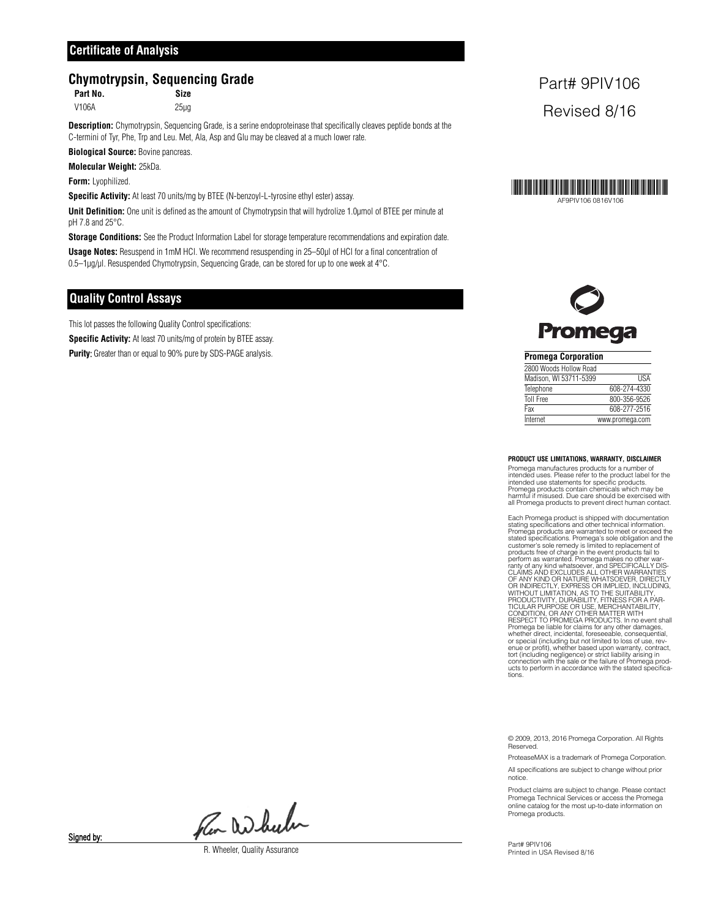# Certificate of Analysis

## Chymotrypsin, Sequencing Grade

| Part No. | Size |
|---|---|
| V106A | 25µg |

Part# 9PIV106

Revised 8/16

**Description:** Chymotrypsin, Sequencing Grade, is a serine endoproteinase that specifically cleaves peptide bonds at the C-termini of Tyr, Phe, Trp and Leu. Met, Ala, Asp and Glu may be cleaved at a much lower rate.

**Biological Source:** Bovine pancreas.

**Molecular Weight:** 25kDa.

**Form:** Lyophilized.

**Specific Activity:** At least 70 units/mg by BTEE (N-benzoyl-L-tyrosine ethyl ester) assay.

**Unit Definition:** One unit is defined as the amount of Chymotrypsin that will hydrolize 1.0µmol of BTEE per minute at pH 7.8 and 25°C.

**Storage Conditions:** See the Product Information Label for storage temperature recommendations and expiration date.

**Usage Notes:** Resuspend in 1mM HCl. We recommend resuspending in 25–50µl of HCl for a final concentration of 0.5–1µg/µl. Resuspended Chymotrypsin, Sequencing Grade, can be stored for up to one week at 4°C.

AF9PIV106 0816V106

# Quality Control Assays

This lot passes the following Quality Control specifications:

**Specific Activity:** At least 70 units/mg of protein by BTEE assay.

**Purity:** Greater than or equal to 90% pure by SDS-PAGE analysis.

**Promega Corporation**

| 2800 Woods Hollow Road | |
|---|---|
| Madison, WI 53711-5399 | USA |
| Telephone | 608-274-4330 |
| Toll Free | 800-356-9526 |
| Fax | 608-277-2516 |
| Internet | www.promega.com |

**PRODUCT USE LIMITATIONS, WARRANTY, DISCLAIMER**

Promega manufactures products for a number of intended uses. Please refer to the product label for the intended use statements for specific products. Promega products contain chemicals which may be harmful if misused. Due care should be exercised with all Promega products to prevent direct human contact.

Each Promega product is shipped with documentation stating specifications and other technical information. Promega products are warranted to meet or exceed the stated specifications. Promega's sole obligation and the customer's sole remedy is limited to replacement of products free of charge in the event products fail to perform as warranted. Promega makes no other warranty of any kind whatsoever, and SPECIFICALLY DISCLAIMS AND EXCLUDES ALL OTHER WARRANTIES OF ANY KIND OR NATURE WHATSOEVER, DIRECTLY OR INDIRECTLY, EXPRESS OR IMPLIED, INCLUDING, WITHOUT LIMITATION, AS TO THE SUITABILITY, PRODUCTIVITY, DURABILITY, FITNESS FOR A PARTICULAR PURPOSE OR USE, MERCHANTABILITY, CONDITION, OR ANY OTHER MATTER WITH RESPECT TO PROMEGA PRODUCTS. In no event shall Promega be liable for claims for any other damages, whether direct, incidental, foreseeable, consequential, or special (including but not limited to loss of use, revenue or profit), whether based upon warranty, contract, tort (including negligence) or strict liability arising in connection with the sale or the failure of Promega products to perform in accordance with the stated specifications.

© 2009, 2013, 2016 Promega Corporation. All Rights Reserved.

ProteaseMAX is a trademark of Promega Corporation.

All specifications are subject to change without prior notice.

Product claims are subject to change. Please contact Promega Technical Services or access the Promega online catalog for the most up-to-date information on Promega products.

Signed by:

R. Wheeler, Quality Assurance

Part# 9PIV106
Printed in USA Revised 8/16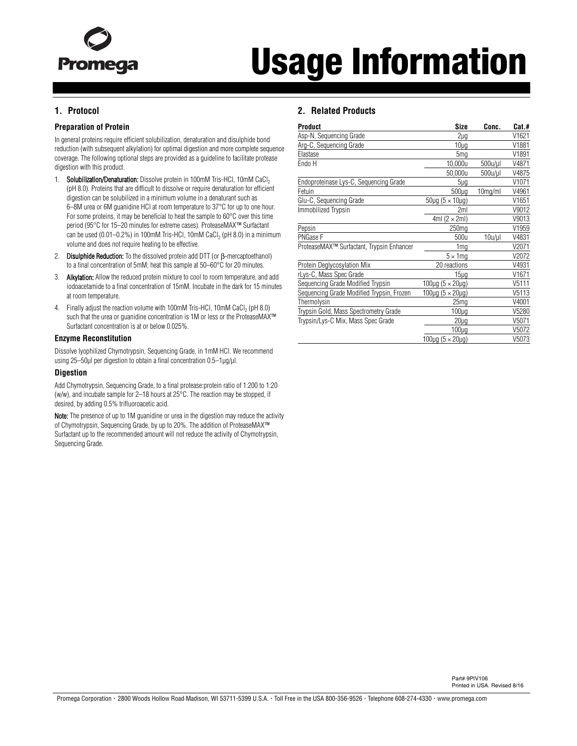# Usage Information

## 1. Protocol

### Preparation of Protein

In general proteins require efficient solubilization, denaturation and disulphide bond reduction (with subsequent alkylation) for optimal digestion and more complete sequence coverage. The following optional steps are provided as a guideline to facilitate protease digestion with this product.

1. **Solubilization/Denaturation:** Dissolve protein in 100mM Tris-HCl, 10mM $CaCl_2$ (pH 8.0). Proteins that are difficult to dissolve or require denaturation for efficient digestion can be solubilized in a minimum volume in a denaturant such as 6–8M urea or 6M guanidine HCl at room temperature to 37°C for up to one hour. For some proteins, it may be beneficial to heat the sample to 60°C over this time period (95°C for 15–20 minutes for extreme cases). ProteaseMAX™ Surfactant can be used (0.01–0.2%) in 100mM Tris-HCl, 10mM $CaCl_2$ (pH 8.0) in a minimum volume and does not require heating to be effective.
2. **Disulphide Reduction:** To the dissolved protein add DTT (or β-mercaptoethanol) to a final concentration of 5mM; heat this sample at 50–60°C for 20 minutes.
3. **Alkylation:** Allow the reduced protein mixture to cool to room temperature, and add iodoacetamide to a final concentration of 15mM. Incubate in the dark for 15 minutes at room temperature.
4. Finally adjust the reaction volume with 100mM Tris-HCl, 10mM $CaCl_2$ (pH 8.0) such that the urea or guanidine concentration is 1M or less or the ProteaseMAX™ Surfactant concentration is at or below 0.025%.

### Enzyme Reconstitution

Dissolve lyophilized Chymotrypsin, Sequencing Grade, in 1mM HCl. We recommend using 25–50µl per digestion to obtain a final concentration 0.5–1µg/µl.

### Digestion

Add Chymotrypsin, Sequencing Grade, to a final protease:protein ratio of 1:200 to 1:20 (w/w), and incubate sample for 2–18 hours at 25°C. The reaction may be stopped, if desired, by adding 0.5% trifluoroacetic acid.

**Note:** The presence of up to 1M guanidine or urea in the digestion may reduce the activity of Chymotrypsin, Sequencing Grade, by up to 20%. The addition of ProteaseMAX™ Surfactant up to the recommended amount will not reduce the activity of Chymotrypsin, Sequencing Grade.

## 2. Related Products

| Product | Size | Conc. | Cat.# |
|---|---|---|---|
| Asp-N, Sequencing Grade | 2µg | | V1621 |
| Arg-C, Sequencing Grade | 10µg | | V1881 |
| Elastase | 5mg | | V1891 |
| Endo H | 10,000u | 500u/µl | V4871 |
| | 50,000u | 500u/µl | V4875 |
| Endoproteinase Lys-C, Sequencing Grade | 5µg | | V1071 |
| Fetuin | 500µg | 10mg/ml | V4961 |
| Glu-C, Sequencing Grade | 50µg (5 × 10µg) | | V1651 |
| Immobilized Trypsin | 2ml | | V9012 |
| | 4ml (2 × 2ml) | | V9013 |
| Pepsin | 250mg | | V1959 |
| PNGase F | 500u | 10u/µl | V4831 |
| ProteaseMAX™ Surfactant, Trypsin Enhancer | 1mg | | V2071 |
| | 5 × 1mg | | V2072 |
| Protein Deglycosylation Mix | 20 reactions | | V4931 |
| rLys-C, Mass Spec Grade | 15µg | | V1671 |
| Sequencing Grade Modified Trypsin | 100µg (5 × 20µg) | | V5111 |
| Sequencing Grade Modified Trypsin, Frozen | 100µg (5 × 20µg) | | V5113 |
| Thermolysin | 25mg | | V4001 |
| Trypsin Gold, Mass Spectrometry Grade | 100µg | | V5280 |
| Trypsin/Lys-C Mix, Mass Spec Grade | 20µg | | V5071 |
| | 100µg | | V5072 |
| | 100µg (5 × 20µg) | | V5073 |

Part# 9PIV106
Printed in USA. Revised 8/16

Promega Corporation · 2800 Woods Hollow Road·Madison, WI 53711-5399 U.S.A. · Toll Free in the USA 800-356-9526 · Telephone 608-274-4330 · www.promega.com